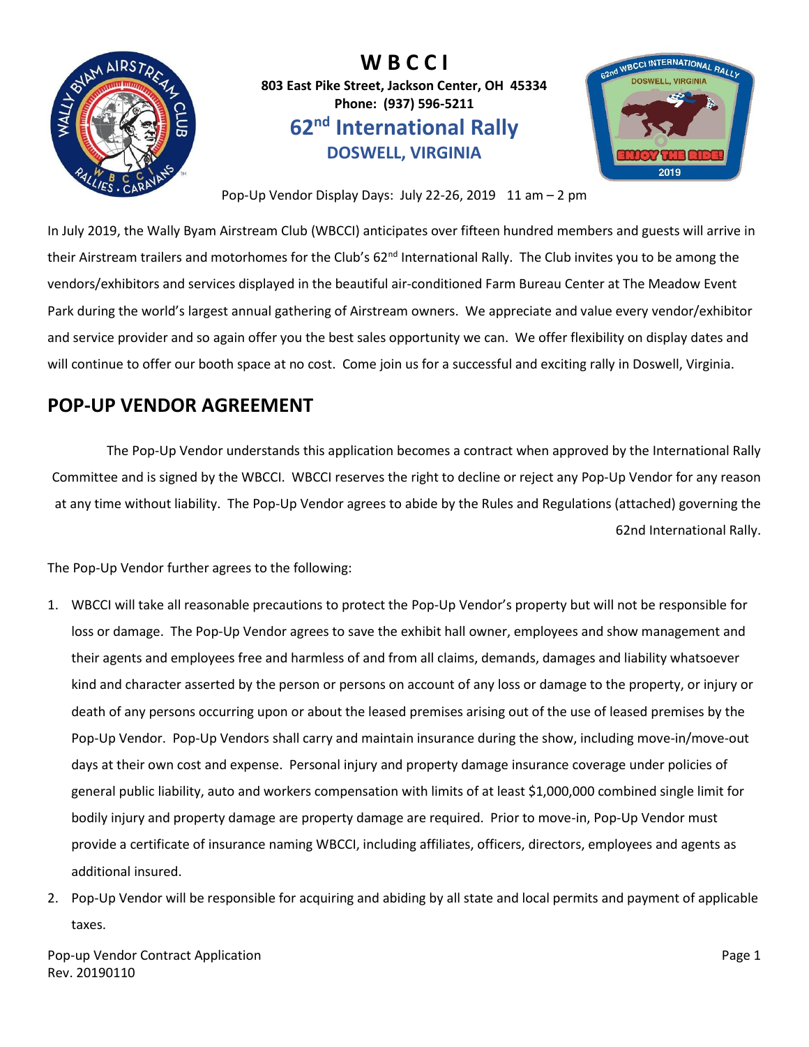# W B C C I

**803 East Pike Street, Jackson Center, OH 45334**
**Phone: (937) 596-5211**

## 62nd International Rally

### DOSWELL, VIRGINIA

Pop-Up Vendor Display Days: July 22-26, 2019 11 am – 2 pm

In July 2019, the Wally Byam Airstream Club (WBCCI) anticipates over fifteen hundred members and guests will arrive in their Airstream trailers and motorhomes for the Club's 62nd International Rally. The Club invites you to be among the vendors/exhibitors and services displayed in the beautiful air-conditioned Farm Bureau Center at The Meadow Event Park during the world's largest annual gathering of Airstream owners. We appreciate and value every vendor/exhibitor and service provider and so again offer you the best sales opportunity we can. We offer flexibility on display dates and will continue to offer our booth space at no cost. Come join us for a successful and exciting rally in Doswell, Virginia.

## POP-UP VENDOR AGREEMENT

The Pop-Up Vendor understands this application becomes a contract when approved by the International Rally Committee and is signed by the WBCCI. WBCCI reserves the right to decline or reject any Pop-Up Vendor for any reason at any time without liability. The Pop-Up Vendor agrees to abide by the Rules and Regulations (attached) governing the 62nd International Rally.

The Pop-Up Vendor further agrees to the following:

1. WBCCI will take all reasonable precautions to protect the Pop-Up Vendor's property but will not be responsible for loss or damage. The Pop-Up Vendor agrees to save the exhibit hall owner, employees and show management and their agents and employees free and harmless of and from all claims, demands, damages and liability whatsoever kind and character asserted by the person or persons on account of any loss or damage to the property, or injury or death of any persons occurring upon or about the leased premises arising out of the use of leased premises by the Pop-Up Vendor. Pop-Up Vendors shall carry and maintain insurance during the show, including move-in/move-out days at their own cost and expense. Personal injury and property damage insurance coverage under policies of general public liability, auto and workers compensation with limits of at least $1,000,000 combined single limit for bodily injury and property damage are property damage are required. Prior to move-in, Pop-Up Vendor must provide a certificate of insurance naming WBCCI, including affiliates, officers, directors, employees and agents as additional insured.
2. Pop-Up Vendor will be responsible for acquiring and abiding by all state and local permits and payment of applicable taxes.

Pop-up Vendor Contract Application
Rev. 20190110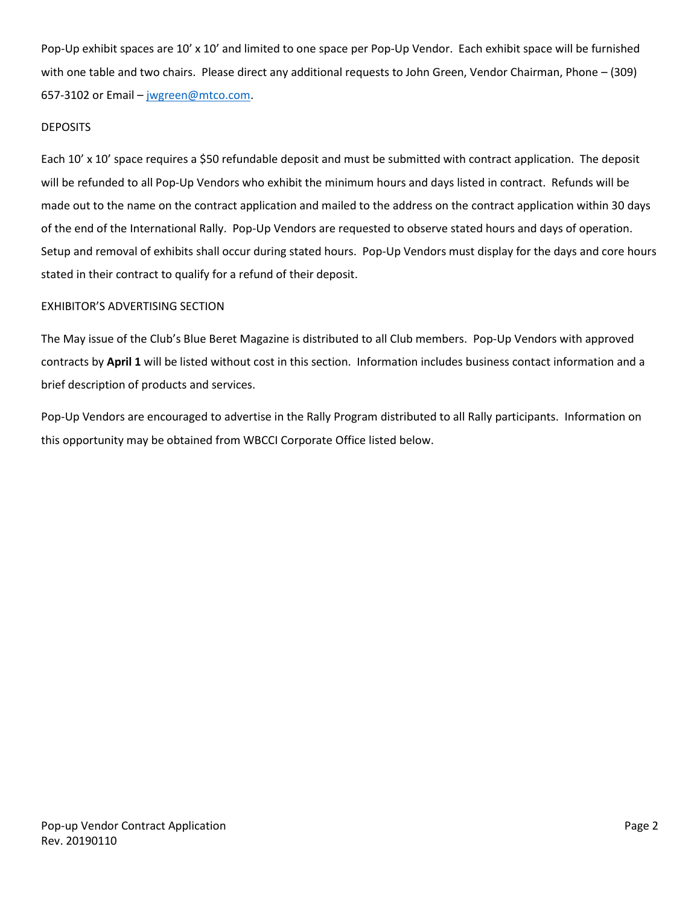Pop-Up exhibit spaces are 10' x 10' and limited to one space per Pop-Up Vendor. Each exhibit space will be furnished with one table and two chairs. Please direct any additional requests to John Green, Vendor Chairman, Phone – (309) 657-3102 or Email – jwgreen@mtco.com.

## DEPOSITS

Each 10' x 10' space requires a $50 refundable deposit and must be submitted with contract application. The deposit will be refunded to all Pop-Up Vendors who exhibit the minimum hours and days listed in contract. Refunds will be made out to the name on the contract application and mailed to the address on the contract application within 30 days of the end of the International Rally. Pop-Up Vendors are requested to observe stated hours and days of operation. Setup and removal of exhibits shall occur during stated hours. Pop-Up Vendors must display for the days and core hours stated in their contract to qualify for a refund of their deposit.

## EXHIBITOR'S ADVERTISING SECTION

The May issue of the Club's Blue Beret Magazine is distributed to all Club members. Pop-Up Vendors with approved contracts by **April 1** will be listed without cost in this section. Information includes business contact information and a brief description of products and services.

Pop-Up Vendors are encouraged to advertise in the Rally Program distributed to all Rally participants. Information on this opportunity may be obtained from WBCCI Corporate Office listed below.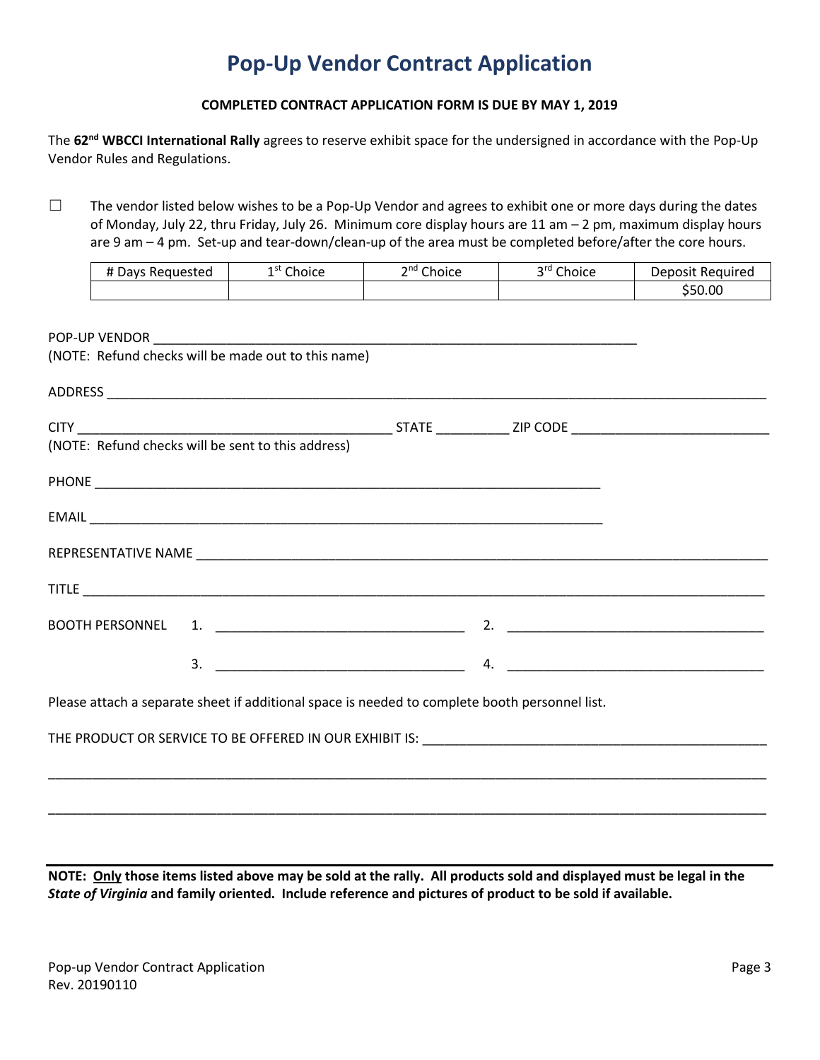# Pop-Up Vendor Contract Application

**COMPLETED CONTRACT APPLICATION FORM IS DUE BY MAY 1, 2019**

The **62nd WBCCI International Rally** agrees to reserve exhibit space for the undersigned in accordance with the Pop-Up Vendor Rules and Regulations.

☐ The vendor listed below wishes to be a Pop-Up Vendor and agrees to exhibit one or more days during the dates of Monday, July 22, thru Friday, July 26. Minimum core display hours are 11 am – 2 pm, maximum display hours are 9 am – 4 pm. Set-up and tear-down/clean-up of the area must be completed before/after the core hours.

| # Days Requested | 1st Choice | 2nd Choice | 3rd Choice | Deposit Required |
|---|---|---|---|---|
| | | | | $50.00 |

POP-UP VENDOR ______________________________________________________________________
(NOTE: Refund checks will be made out to this name)

ADDRESS ______________________________________________________________________________

CITY ________________________________________ STATE __________ ZIP CODE ___________________________
(NOTE: Refund checks will be sent to this address)

PHONE _______________________________________________________________________

EMAIL ________________________________________________________________________

REPRESENTATIVE NAME _________________________________________________________________

TITLE _______________________________________________________________________________

BOOTH PERSONNEL 1. __________________________________ 2. __________________________________

3. __________________________________ 4. __________________________________

Please attach a separate sheet if additional space is needed to complete booth personnel list.

THE PRODUCT OR SERVICE TO BE OFFERED IN OUR EXHIBIT IS: _______________________________________

______________________________________________________________________________________

______________________________________________________________________________________

**NOTE: Only those items listed above may be sold at the rally. All products sold and displayed must be legal in the *State of Virginia* and family oriented. Include reference and pictures of product to be sold if available.**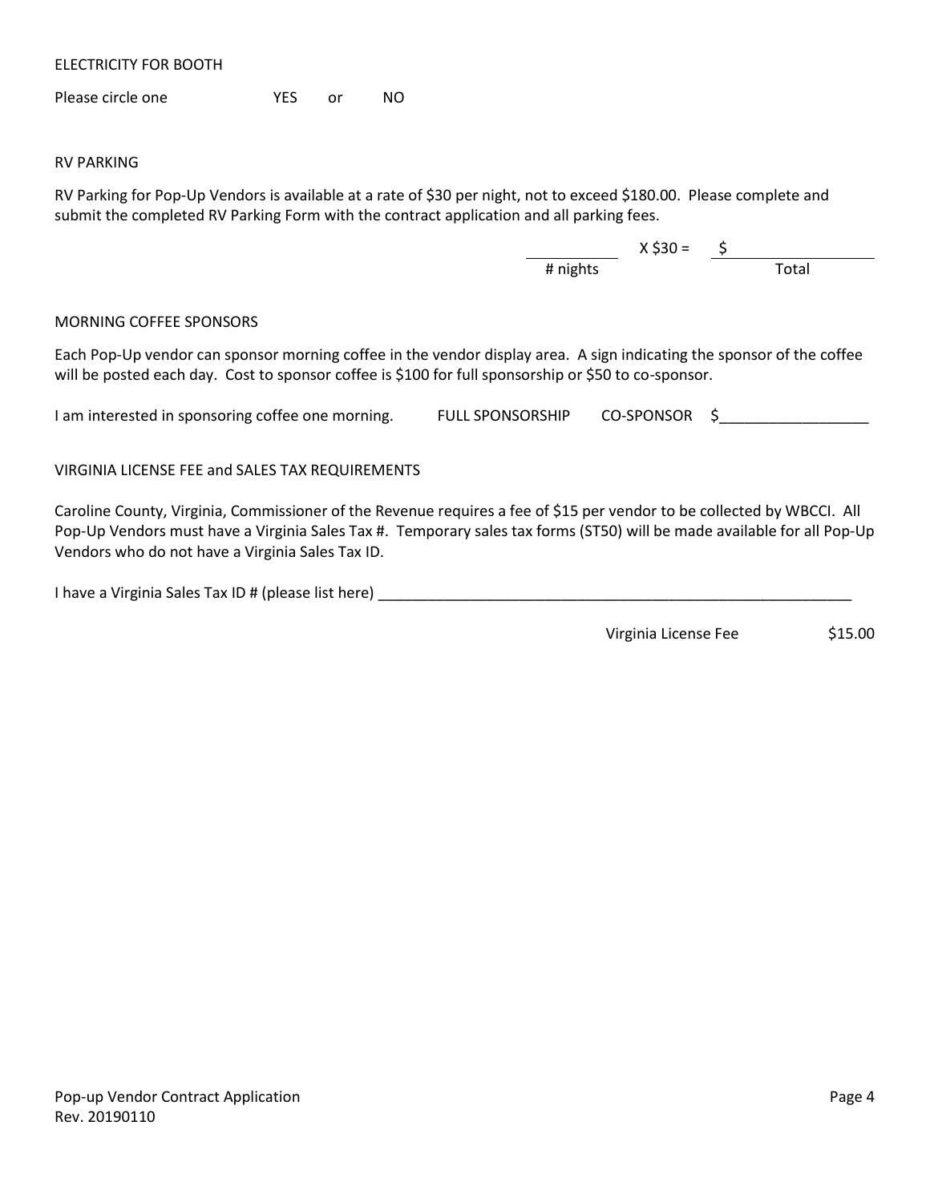ELECTRICITY FOR BOOTH

Please circle one YES or NO

RV PARKING

RV Parking for Pop-Up Vendors is available at a rate of $30 per night, not to exceed $180.00. Please complete and submit the completed RV Parking Form with the contract application and all parking fees.

\_\_\_\_\_\_\_\_\_\_ X $30 = $\_\_\_\_\_\_\_\_\_\_\_\_\_\_\_\_
\# nights Total

MORNING COFFEE SPONSORS

Each Pop-Up vendor can sponsor morning coffee in the vendor display area. A sign indicating the sponsor of the coffee will be posted each day. Cost to sponsor coffee is $100 for full sponsorship or $50 to co-sponsor.

I am interested in sponsoring coffee one morning. FULL SPONSORSHIP CO-SPONSOR $__________________

VIRGINIA LICENSE FEE and SALES TAX REQUIREMENTS

Caroline County, Virginia, Commissioner of the Revenue requires a fee of $15 per vendor to be collected by WBCCI. All Pop-Up Vendors must have a Virginia Sales Tax #. Temporary sales tax forms (ST50) will be made available for all Pop-Up Vendors who do not have a Virginia Sales Tax ID.

I have a Virginia Sales Tax ID # (please list here) ____________________________________________________________

Virginia License Fee $15.00

Pop-up Vendor Contract Application
Rev. 20190110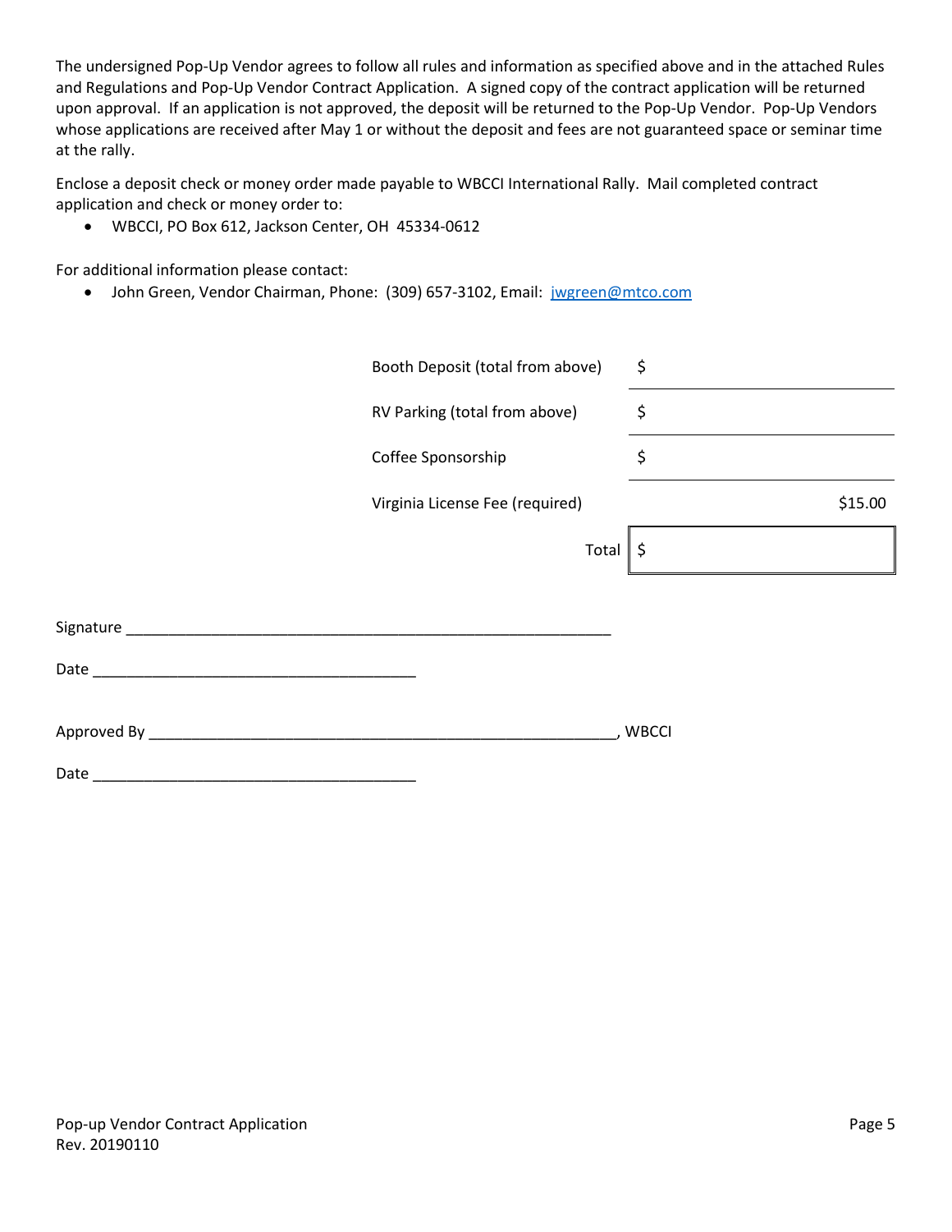The undersigned Pop-Up Vendor agrees to follow all rules and information as specified above and in the attached Rules and Regulations and Pop-Up Vendor Contract Application. A signed copy of the contract application will be returned upon approval. If an application is not approved, the deposit will be returned to the Pop-Up Vendor. Pop-Up Vendors whose applications are received after May 1 or without the deposit and fees are not guaranteed space or seminar time at the rally.

Enclose a deposit check or money order made payable to WBCCI International Rally. Mail completed contract application and check or money order to:

- WBCCI, PO Box 612, Jackson Center, OH 45334-0612

For additional information please contact:

- John Green, Vendor Chairman, Phone: (309) 657-3102, Email: jwgreen@mtco.com

| | |
|---|---|
| Booth Deposit (total from above) | $ |
| RV Parking (total from above) | $ |
| Coffee Sponsorship | $ |
| Virginia License Fee (required) | $15.00 |
| Total | $ |

Signature ____________________________________________________________

Date ________________________________________

Approved By __________________________________________________________, WBCCI

Date ________________________________________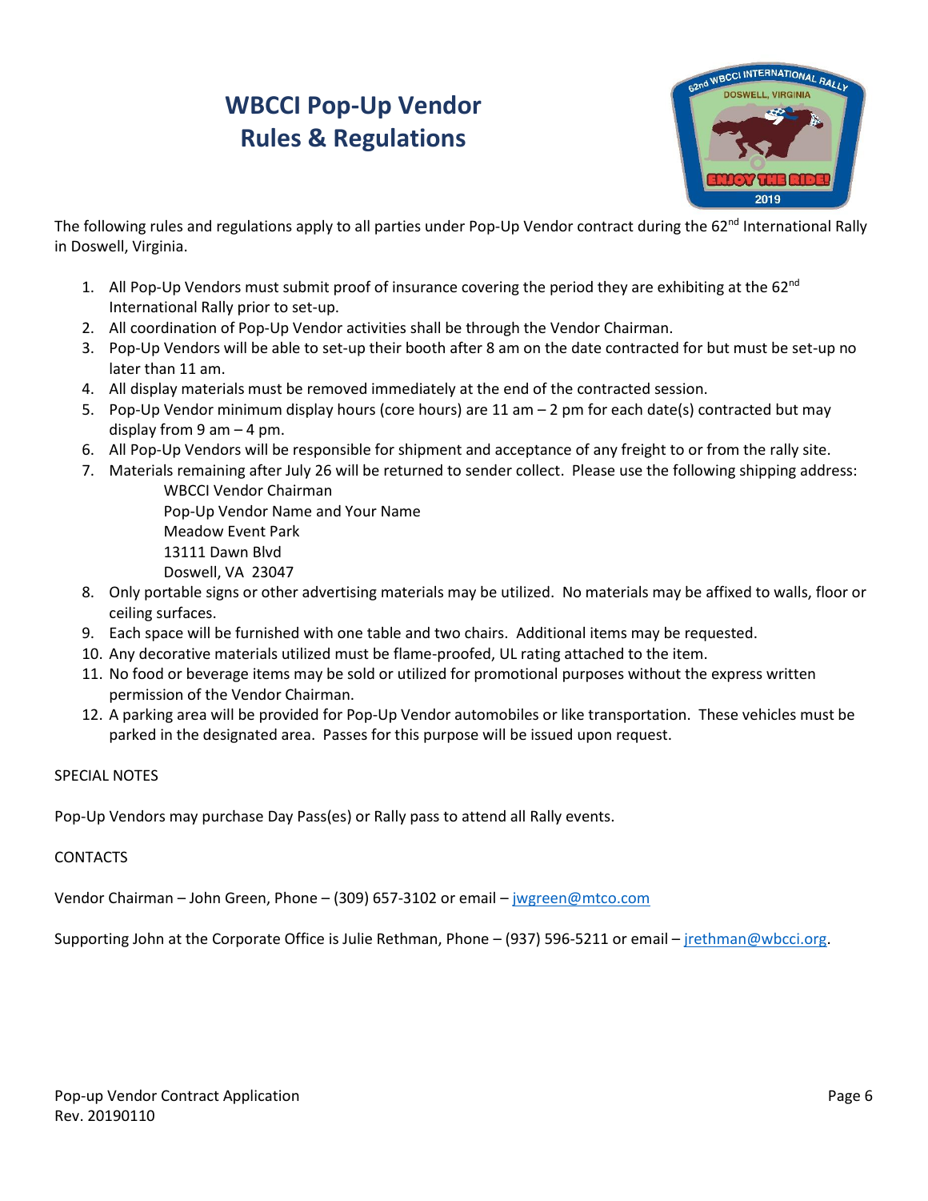# WBCCI Pop-Up Vendor Rules & Regulations

The following rules and regulations apply to all parties under Pop-Up Vendor contract during the 62nd International Rally in Doswell, Virginia.

1. All Pop-Up Vendors must submit proof of insurance covering the period they are exhibiting at the 62nd International Rally prior to set-up.
2. All coordination of Pop-Up Vendor activities shall be through the Vendor Chairman.
3. Pop-Up Vendors will be able to set-up their booth after 8 am on the date contracted for but must be set-up no later than 11 am.
4. All display materials must be removed immediately at the end of the contracted session.
5. Pop-Up Vendor minimum display hours (core hours) are 11 am – 2 pm for each date(s) contracted but may display from 9 am – 4 pm.
6. All Pop-Up Vendors will be responsible for shipment and acceptance of any freight to or from the rally site.
7. Materials remaining after July 26 will be returned to sender collect. Please use the following shipping address:
   WBCCI Vendor Chairman
   Pop-Up Vendor Name and Your Name
   Meadow Event Park
   13111 Dawn Blvd
   Doswell, VA 23047
8. Only portable signs or other advertising materials may be utilized. No materials may be affixed to walls, floor or ceiling surfaces.
9. Each space will be furnished with one table and two chairs. Additional items may be requested.
10. Any decorative materials utilized must be flame-proofed, UL rating attached to the item.
11. No food or beverage items may be sold or utilized for promotional purposes without the express written permission of the Vendor Chairman.
12. A parking area will be provided for Pop-Up Vendor automobiles or like transportation. These vehicles must be parked in the designated area. Passes for this purpose will be issued upon request.

SPECIAL NOTES

Pop-Up Vendors may purchase Day Pass(es) or Rally pass to attend all Rally events.

CONTACTS

Vendor Chairman – John Green, Phone – (309) 657-3102 or email – jwgreen@mtco.com

Supporting John at the Corporate Office is Julie Rethman, Phone – (937) 596-5211 or email – jrethman@wbcci.org.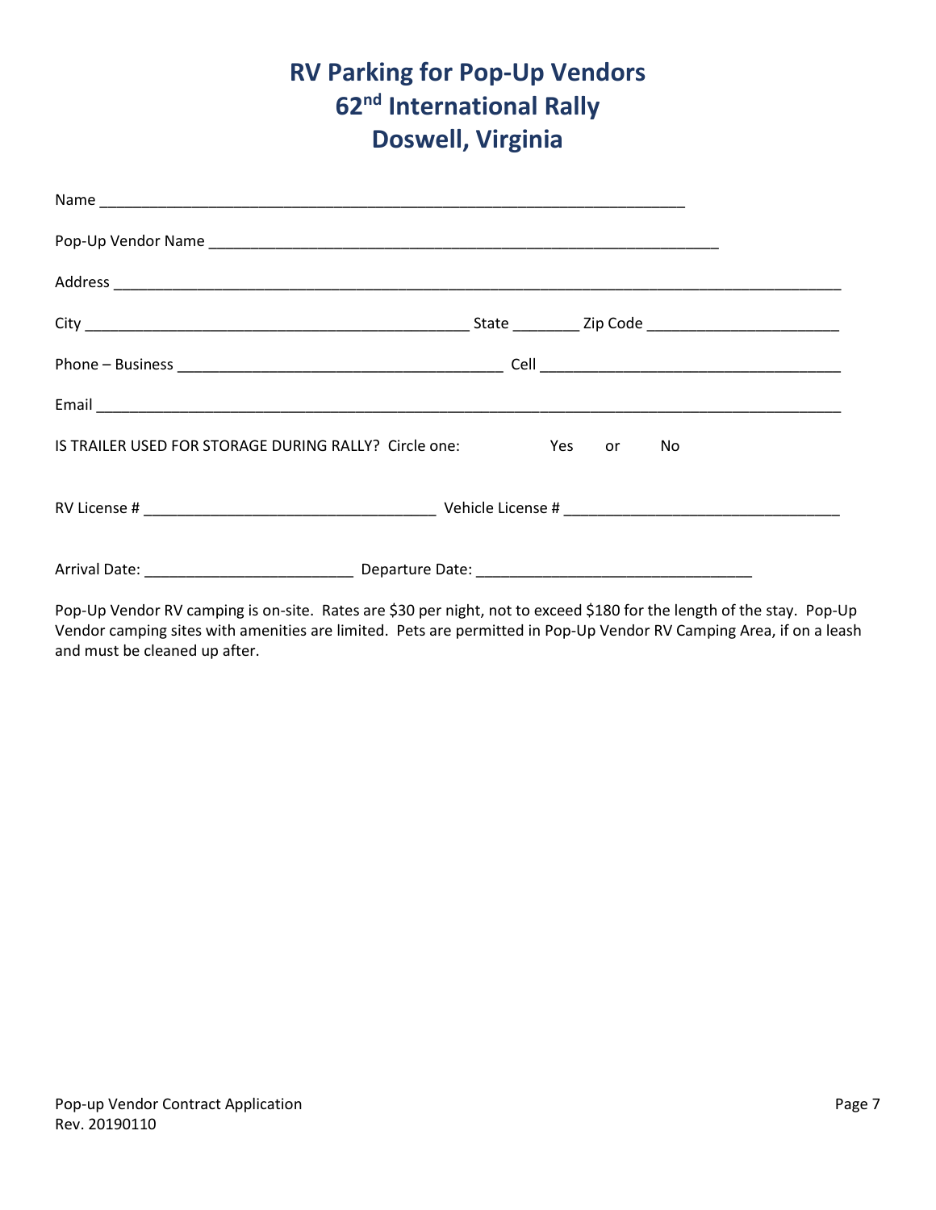# RV Parking for Pop-Up Vendors
# 62nd International Rally
# Doswell, Virginia

Name ___________________________________________________________________________

Pop-Up Vendor Name ____________________________________________________________

Address ____________________________________________________________________________________

City _______________________________________________ State ________ Zip Code ______________________

Phone – Business _______________________________________ Cell ____________________________________

Email _______________________________________________________________________________________

IS TRAILER USED FOR STORAGE DURING RALLY? Circle one: Yes or No

RV License # __________________________________ Vehicle License # ________________________________

Arrival Date: ________________________ Departure Date: ________________________________

Pop-Up Vendor RV camping is on-site. Rates are $30 per night, not to exceed $180 for the length of the stay. Pop-Up Vendor camping sites with amenities are limited. Pets are permitted in Pop-Up Vendor RV Camping Area, if on a leash and must be cleaned up after.

Pop-up Vendor Contract Application
Rev. 20190110